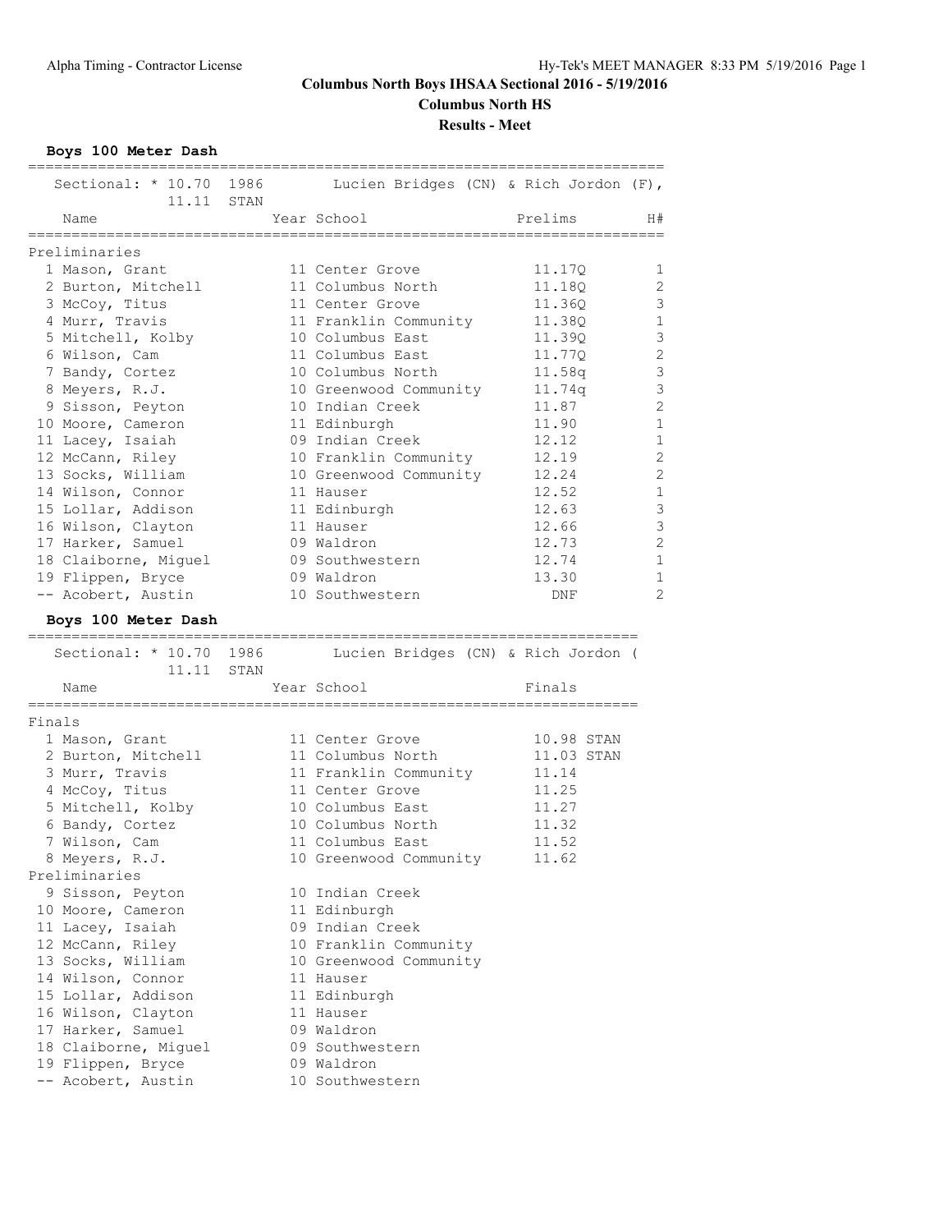Alpha Timing - Contractor License

Hy-Tek's MEET MANAGER 8:33 PM 5/19/2016 Page 1

# Columbus North Boys IHSAA Sectional 2016 - 5/19/2016

## Columbus North HS

### Results - Meet

**Boys 100 Meter Dash**

Sectional: * 10.70 1986 Lucien Bridges (CN) & Rich Jordon (F), 11.11 STAN

| Name | Year | School | Prelims | H# |
|---|---|---|---|---|
| **Preliminaries** | | | | |
| 1 Mason, Grant | 11 | Center Grove | 11.17Q | 1 |
| 2 Burton, Mitchell | 11 | Columbus North | 11.18Q | 2 |
| 3 McCoy, Titus | 11 | Center Grove | 11.36Q | 3 |
| 4 Murr, Travis | 11 | Franklin Community | 11.38Q | 1 |
| 5 Mitchell, Kolby | 10 | Columbus East | 11.39Q | 3 |
| 6 Wilson, Cam | 11 | Columbus East | 11.77Q | 2 |
| 7 Bandy, Cortez | 10 | Columbus North | 11.58q | 3 |
| 8 Meyers, R.J. | 10 | Greenwood Community | 11.74q | 3 |
| 9 Sisson, Peyton | 10 | Indian Creek | 11.87 | 2 |
| 10 Moore, Cameron | 11 | Edinburgh | 11.90 | 1 |
| 11 Lacey, Isaiah | 09 | Indian Creek | 12.12 | 1 |
| 12 McCann, Riley | 10 | Franklin Community | 12.19 | 2 |
| 13 Socks, William | 10 | Greenwood Community | 12.24 | 2 |
| 14 Wilson, Connor | 11 | Hauser | 12.52 | 1 |
| 15 Lollar, Addison | 11 | Edinburgh | 12.63 | 3 |
| 16 Wilson, Clayton | 11 | Hauser | 12.66 | 3 |
| 17 Harker, Samuel | 09 | Waldron | 12.73 | 2 |
| 18 Claiborne, Miguel | 09 | Southwestern | 12.74 | 1 |
| 19 Flippen, Bryce | 09 | Waldron | 13.30 | 1 |
| -- Acobert, Austin | 10 | Southwestern | DNF | 2 |

**Boys 100 Meter Dash**

Sectional: * 10.70 1986 Lucien Bridges (CN) & Rich Jordon ( 11.11 STAN

| Name | Year | School | Finals |
|---|---|---|---|
| **Finals** | | | |
| 1 Mason, Grant | 11 | Center Grove | 10.98 STAN |
| 2 Burton, Mitchell | 11 | Columbus North | 11.03 STAN |
| 3 Murr, Travis | 11 | Franklin Community | 11.14 |
| 4 McCoy, Titus | 11 | Center Grove | 11.25 |
| 5 Mitchell, Kolby | 10 | Columbus East | 11.27 |
| 6 Bandy, Cortez | 10 | Columbus North | 11.32 |
| 7 Wilson, Cam | 11 | Columbus East | 11.52 |
| 8 Meyers, R.J. | 10 | Greenwood Community | 11.62 |
| **Preliminaries** | | | |
| 9 Sisson, Peyton | 10 | Indian Creek | |
| 10 Moore, Cameron | 11 | Edinburgh | |
| 11 Lacey, Isaiah | 09 | Indian Creek | |
| 12 McCann, Riley | 10 | Franklin Community | |
| 13 Socks, William | 10 | Greenwood Community | |
| 14 Wilson, Connor | 11 | Hauser | |
| 15 Lollar, Addison | 11 | Edinburgh | |
| 16 Wilson, Clayton | 11 | Hauser | |
| 17 Harker, Samuel | 09 | Waldron | |
| 18 Claiborne, Miguel | 09 | Southwestern | |
| 19 Flippen, Bryce | 09 | Waldron | |
| -- Acobert, Austin | 10 | Southwestern | |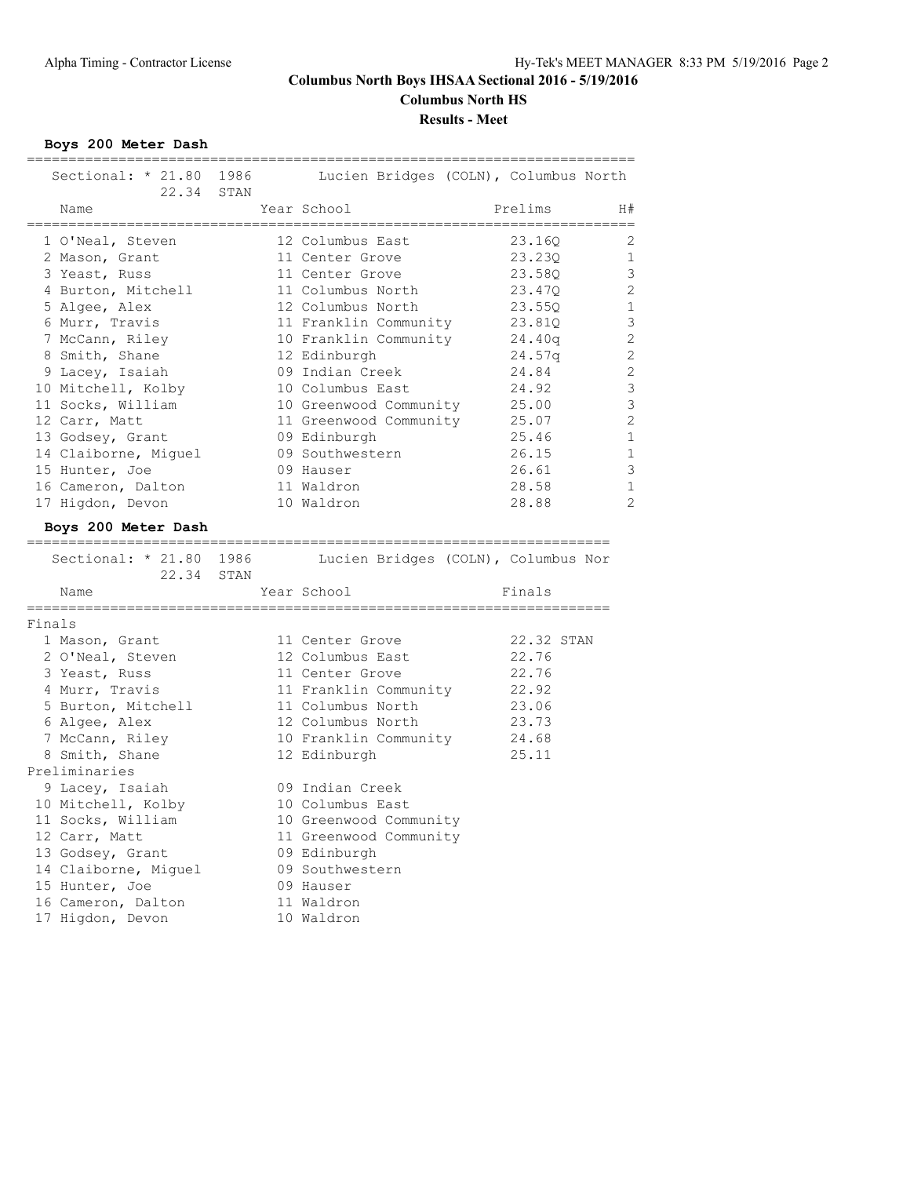**Columns North Boys IHSAA Sectional 2016 - 5/19/2016**

**Columbus North HS**

**Results - Meet**

### Boys 200 Meter Dash

Sectional: * 21.80 1986 Lucien Bridges (COLN), Columbus North
22.34 STAN

| Name | Year | School | Prelims | H# |
|---|---|---|---|---|
| 1 O'Neal, Steven | 12 | Columbus East | 23.16Q | 2 |
| 2 Mason, Grant | 11 | Center Grove | 23.23Q | 1 |
| 3 Yeast, Russ | 11 | Center Grove | 23.58Q | 3 |
| 4 Burton, Mitchell | 11 | Columbus North | 23.47Q | 2 |
| 5 Algee, Alex | 12 | Columbus North | 23.55Q | 1 |
| 6 Murr, Travis | 11 | Franklin Community | 23.81Q | 3 |
| 7 McCann, Riley | 10 | Franklin Community | 24.40q | 2 |
| 8 Smith, Shane | 12 | Edinburgh | 24.57q | 2 |
| 9 Lacey, Isaiah | 09 | Indian Creek | 24.84 | 2 |
| 10 Mitchell, Kolby | 10 | Columbus East | 24.92 | 3 |
| 11 Socks, William | 10 | Greenwood Community | 25.00 | 3 |
| 12 Carr, Matt | 11 | Greenwood Community | 25.07 | 2 |
| 13 Godsey, Grant | 09 | Edinburgh | 25.46 | 1 |
| 14 Claiborne, Miguel | 09 | Southwestern | 26.15 | 1 |
| 15 Hunter, Joe | 09 | Hauser | 26.61 | 3 |
| 16 Cameron, Dalton | 11 | Waldron | 28.58 | 1 |
| 17 Higdon, Devon | 10 | Waldron | 28.88 | 2 |

### Boys 200 Meter Dash

Sectional: * 21.80 1986 Lucien Bridges (COLN), Columbus Nor
22.34 STAN

| Name | Year | School | Finals |
|---|---|---|---|
| **Finals** | | | |
| 1 Mason, Grant | 11 | Center Grove | 22.32 STAN |
| 2 O'Neal, Steven | 12 | Columbus East | 22.76 |
| 3 Yeast, Russ | 11 | Center Grove | 22.76 |
| 4 Murr, Travis | 11 | Franklin Community | 22.92 |
| 5 Burton, Mitchell | 11 | Columbus North | 23.06 |
| 6 Algee, Alex | 12 | Columbus North | 23.73 |
| 7 McCann, Riley | 10 | Franklin Community | 24.68 |
| 8 Smith, Shane | 12 | Edinburgh | 25.11 |
| **Preliminaries** | | | |
| 9 Lacey, Isaiah | 09 | Indian Creek | |
| 10 Mitchell, Kolby | 10 | Columbus East | |
| 11 Socks, William | 10 | Greenwood Community | |
| 12 Carr, Matt | 11 | Greenwood Community | |
| 13 Godsey, Grant | 09 | Edinburgh | |
| 14 Claiborne, Miguel | 09 | Southwestern | |
| 15 Hunter, Joe | 09 | Hauser | |
| 16 Cameron, Dalton | 11 | Waldron | |
| 17 Higdon, Devon | 10 | Waldron | |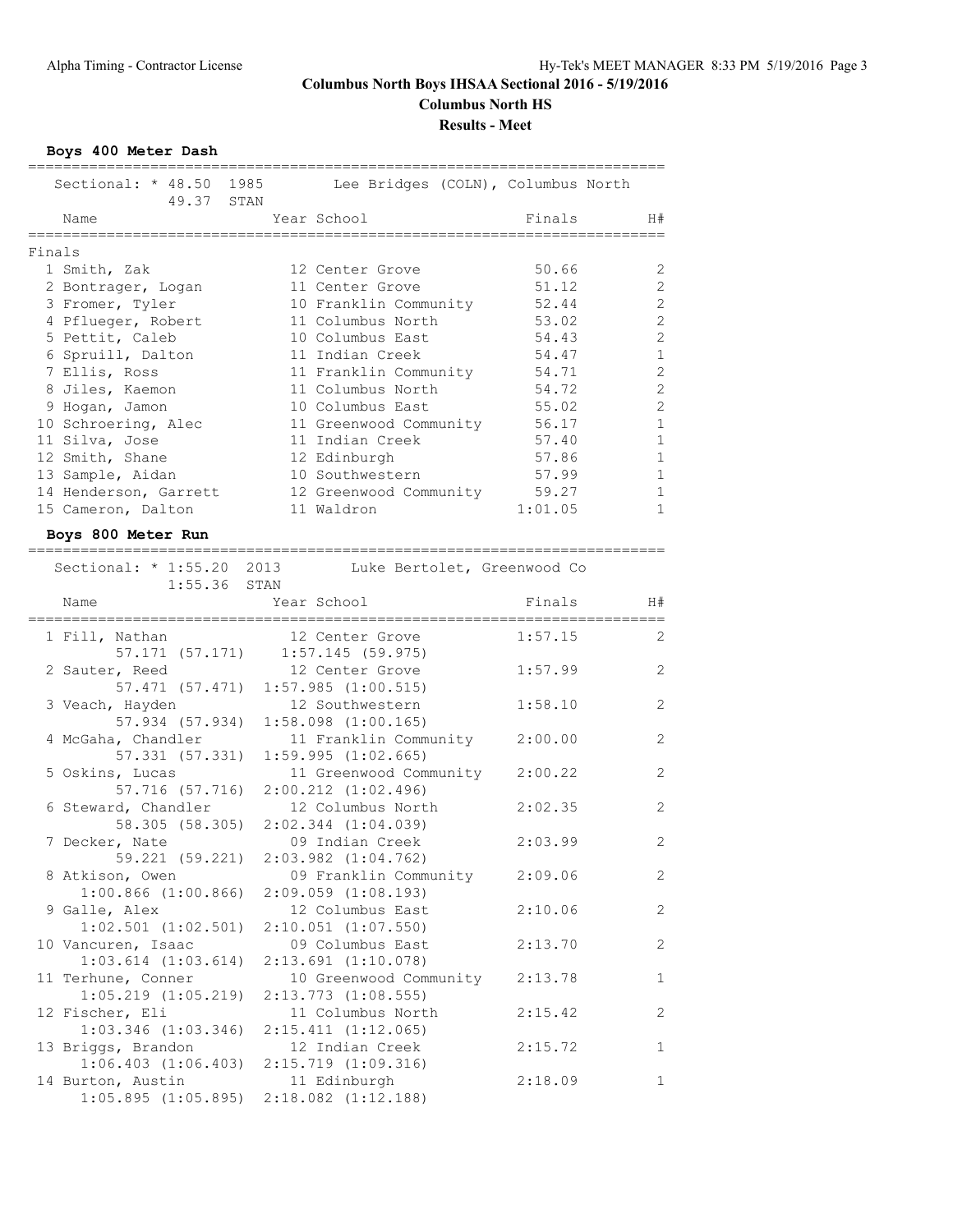# Columbus North Boys IHSAA Sectional 2016 - 5/19/2016

## Columbus North HS

### Results - Meet

**Boys 400 Meter Dash**

Sectional: * 48.50 1985 Lee Bridges (COLN), Columbus North
49.37 STAN

Finals

| Name | Year | School | Finals | H# |
|---|---|---|---|---|
| 1 Smith, Zak | 12 | Center Grove | 50.66 | 2 |
| 2 Bontrager, Logan | 11 | Center Grove | 51.12 | 2 |
| 3 Fromer, Tyler | 10 | Franklin Community | 52.44 | 2 |
| 4 Pflueger, Robert | 11 | Columbus North | 53.02 | 2 |
| 5 Pettit, Caleb | 10 | Columbus East | 54.43 | 2 |
| 6 Spruill, Dalton | 11 | Indian Creek | 54.47 | 1 |
| 7 Ellis, Ross | 11 | Franklin Community | 54.71 | 2 |
| 8 Jiles, Kaemon | 11 | Columbus North | 54.72 | 2 |
| 9 Hogan, Jamon | 10 | Columbus East | 55.02 | 2 |
| 10 Schroering, Alec | 11 | Greenwood Community | 56.17 | 1 |
| 11 Silva, Jose | 11 | Indian Creek | 57.40 | 1 |
| 12 Smith, Shane | 12 | Edinburgh | 57.86 | 1 |
| 13 Sample, Aidan | 10 | Southwestern | 57.99 | 1 |
| 14 Henderson, Garrett | 12 | Greenwood Community | 59.27 | 1 |
| 15 Cameron, Dalton | 11 | Waldron | 1:01.05 | 1 |

**Boys 800 Meter Run**

Sectional: * 1:55.20 2013 Luke Bertolet, Greenwood Co
1:55.36 STAN

| Name | Year | School | Finals | H# |
|---|---|---|---|---|
| 1 Fill, Nathan | 12 | Center Grove | 1:57.15 | 2 |
| 57.171 (57.171) 1:57.145 (59.975) | | | | |
| 2 Sauter, Reed | 12 | Center Grove | 1:57.99 | 2 |
| 57.471 (57.471) 1:57.985 (1:00.515) | | | | |
| 3 Veach, Hayden | 12 | Southwestern | 1:58.10 | 2 |
| 57.934 (57.934) 1:58.098 (1:00.165) | | | | |
| 4 McGaha, Chandler | 11 | Franklin Community | 2:00.00 | 2 |
| 57.331 (57.331) 1:59.995 (1:02.665) | | | | |
| 5 Oskins, Lucas | 11 | Greenwood Community | 2:00.22 | 2 |
| 57.716 (57.716) 2:00.212 (1:02.496) | | | | |
| 6 Steward, Chandler | 12 | Columbus North | 2:02.35 | 2 |
| 58.305 (58.305) 2:02.344 (1:04.039) | | | | |
| 7 Decker, Nate | 09 | Indian Creek | 2:03.99 | 2 |
| 59.221 (59.221) 2:03.982 (1:04.762) | | | | |
| 8 Atkison, Owen | 09 | Franklin Community | 2:09.06 | 2 |
| 1:00.866 (1:00.866) 2:09.059 (1:08.193) | | | | |
| 9 Galle, Alex | 12 | Columbus East | 2:10.06 | 2 |
| 1:02.501 (1:02.501) 2:10.051 (1:07.550) | | | | |
| 10 Vancuren, Isaac | 09 | Columbus East | 2:13.70 | 2 |
| 1:03.614 (1:03.614) 2:13.691 (1:10.078) | | | | |
| 11 Terhune, Conner | 10 | Greenwood Community | 2:13.78 | 1 |
| 1:05.219 (1:05.219) 2:13.773 (1:08.555) | | | | |
| 12 Fischer, Eli | 11 | Columbus North | 2:15.42 | 2 |
| 1:03.346 (1:03.346) 2:15.411 (1:12.065) | | | | |
| 13 Briggs, Brandon | 12 | Indian Creek | 2:15.72 | 1 |
| 1:06.403 (1:06.403) 2:15.719 (1:09.316) | | | | |
| 14 Burton, Austin | 11 | Edinburgh | 2:18.09 | 1 |
| 1:05.895 (1:05.895) 2:18.082 (1:12.188) | | | | |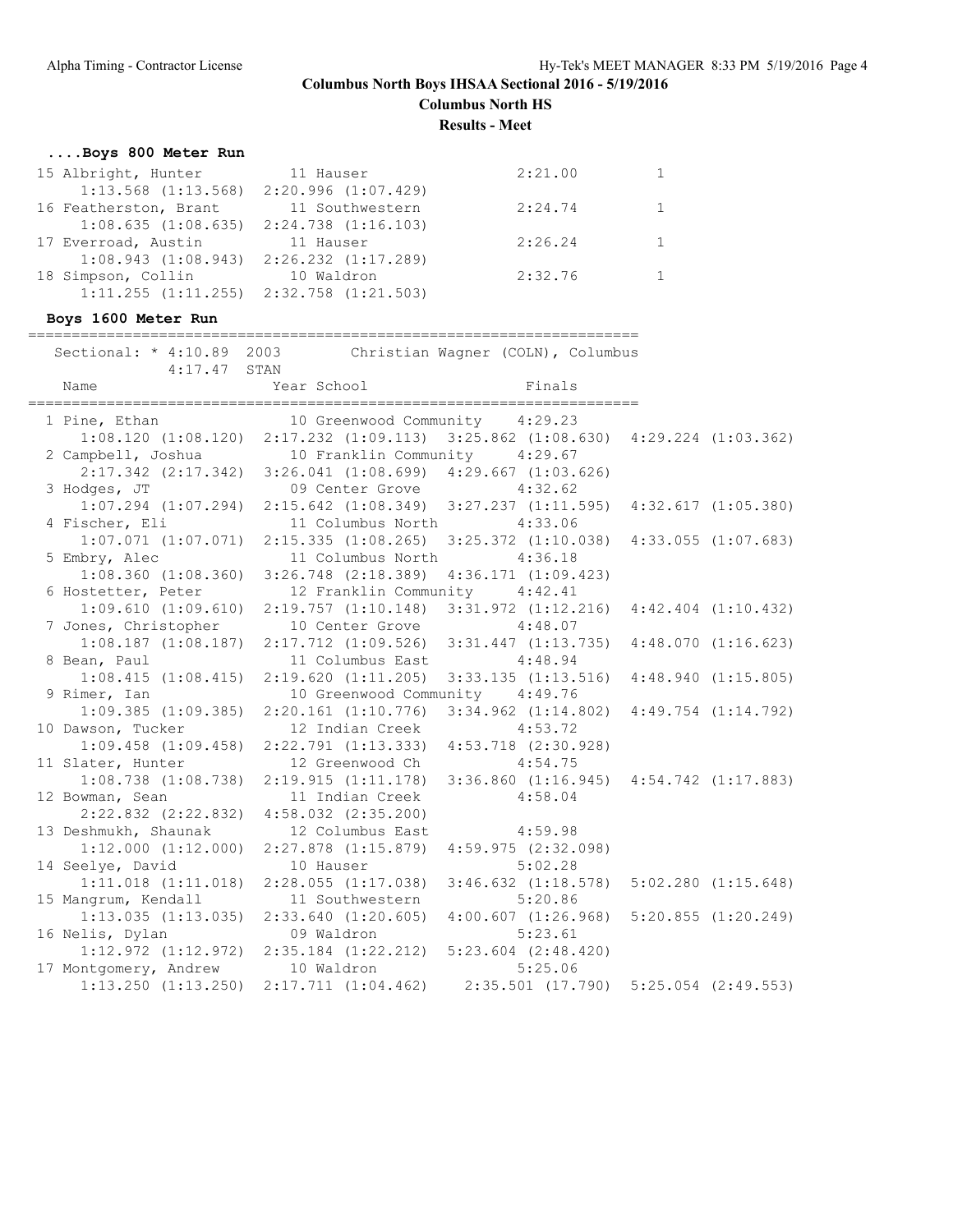# Columbus North Boys IHSAA Sectional 2016 - 5/19/2016

## Columbus North HS

### Results - Meet

#### ....Boys 800 Meter Run

```
15 Albright, Hunter          11 Hauser                   2:21.00         1
      1:13.568 (1:13.568)  2:20.996 (1:07.429)
16 Featherston, Brant        11 Southwestern             2:24.74         1
      1:08.635 (1:08.635)  2:24.738 (1:16.103)
17 Everroad, Austin          11 Hauser                   2:26.24         1
      1:08.943 (1:08.943)  2:26.232 (1:17.289)
18 Simpson, Collin           10 Waldron                  2:32.76         1
      1:11.255 (1:11.255)  2:32.758 (1:21.503)
```

#### Boys 1600 Meter Run

```
=======================================================================
   Sectional: * 4:10.89  2003       Christian Wagner (COLN), Columbus
             4:17.47  STAN
    Name                    Year School                  Finals
=======================================================================
  1 Pine, Ethan              10 Greenwood Community    4:29.23
      1:08.120 (1:08.120)  2:17.232 (1:09.113)  3:25.862 (1:08.630)  4:29.224 (1:03.362)
  2 Campbell, Joshua         10 Franklin Community     4:29.67
      2:17.342 (2:17.342)  3:26.041 (1:08.699)  4:29.667 (1:03.626)
  3 Hodges, JT               09 Center Grove           4:32.62
      1:07.294 (1:07.294)  2:15.642 (1:08.349)  3:27.237 (1:11.595)  4:32.617 (1:05.380)
  4 Fischer, Eli             11 Columbus North         4:33.06
      1:07.071 (1:07.071)  2:15.335 (1:08.265)  3:25.372 (1:10.038)  4:33.055 (1:07.683)
  5 Embry, Alec              11 Columbus North         4:36.18
      1:08.360 (1:08.360)  3:26.748 (2:18.389)  4:36.171 (1:09.423)
  6 Hostetter, Peter         12 Franklin Community     4:42.41
      1:09.610 (1:09.610)  2:19.757 (1:10.148)  3:31.972 (1:12.216)  4:42.404 (1:10.432)
  7 Jones, Christopher       10 Center Grove           4:48.07
      1:08.187 (1:08.187)  2:17.712 (1:09.526)  3:31.447 (1:13.735)  4:48.070 (1:16.623)
  8 Bean, Paul               11 Columbus East          4:48.94
      1:08.415 (1:08.415)  2:19.620 (1:11.205)  3:33.135 (1:13.516)  4:48.940 (1:15.805)
  9 Rimer, Ian               10 Greenwood Community    4:49.76
      1:09.385 (1:09.385)  2:20.161 (1:10.776)  3:34.962 (1:14.802)  4:49.754 (1:14.792)
 10 Dawson, Tucker           12 Indian Creek           4:53.72
      1:09.458 (1:09.458)  2:22.791 (1:13.333)  4:53.718 (2:30.928)
 11 Slater, Hunter           12 Greenwood Ch           4:54.75
      1:08.738 (1:08.738)  2:19.915 (1:11.178)  3:36.860 (1:16.945)  4:54.742 (1:17.883)
 12 Bowman, Sean             11 Indian Creek           4:58.04
      2:22.832 (2:22.832)  4:58.032 (2:35.200)
 13 Deshmukh, Shaunak        12 Columbus East          4:59.98
      1:12.000 (1:12.000)  2:27.878 (1:15.879)  4:59.975 (2:32.098)
 14 Seelye, David            10 Hauser                 5:02.28
      1:11.018 (1:11.018)  2:28.055 (1:17.038)  3:46.632 (1:18.578)  5:02.280 (1:15.648)
 15 Mangrum, Kendall         11 Southwestern           5:20.86
      1:13.035 (1:13.035)  2:33.640 (1:20.605)  4:00.607 (1:26.968)  5:20.855 (1:20.249)
 16 Nelis, Dylan             09 Waldron                5:23.61
      1:12.972 (1:12.972)  2:35.184 (1:22.212)  5:23.604 (2:48.420)
 17 Montgomery, Andrew       10 Waldron                5:25.06
      1:13.250 (1:13.250)  2:17.711 (1:04.462)   2:35.501 (17.790)  5:25.054 (2:49.553)
```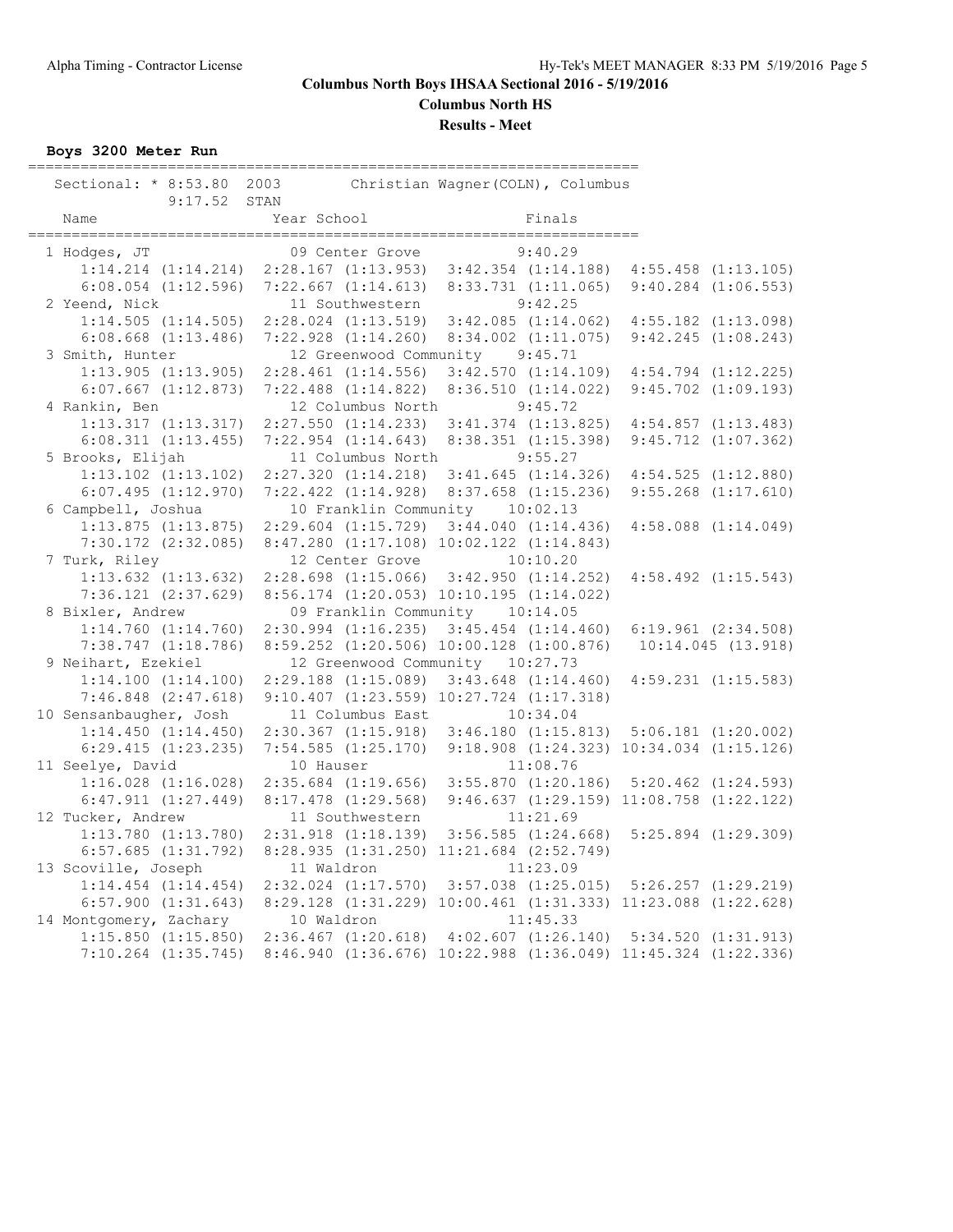# Columus North Boys IHSAA Sectional 2016 - 5/19/2016

**Columbus North HS**

**Results - Meet**

### Boys 3200 Meter Run

```
=========================================================================
  Sectional: * 8:53.80  2003        Christian Wagner(COLN), Columbus
            9:17.52  STAN
    Name                    Year School                 Finals
=========================================================================
  1 Hodges, JT                09 Center Grove          9:40.29
      1:14.214 (1:14.214)  2:28.167 (1:13.953)  3:42.354 (1:14.188)  4:55.458 (1:13.105)
      6:08.054 (1:12.596)  7:22.667 (1:14.613)  8:33.731 (1:11.065)  9:40.284 (1:06.553)
  2 Yeend, Nick               11 Southwestern          9:42.25
      1:14.505 (1:14.505)  2:28.024 (1:13.519)  3:42.085 (1:14.062)  4:55.182 (1:13.098)
      6:08.668 (1:13.486)  7:22.928 (1:14.260)  8:34.002 (1:11.075)  9:42.245 (1:08.243)
  3 Smith, Hunter             12 Greenwood Community   9:45.71
      1:13.905 (1:13.905)  2:28.461 (1:14.556)  3:42.570 (1:14.109)  4:54.794 (1:12.225)
      6:07.667 (1:12.873)  7:22.488 (1:14.822)  8:36.510 (1:14.022)  9:45.702 (1:09.193)
  4 Rankin, Ben               12 Columbus North        9:45.72
      1:13.317 (1:13.317)  2:27.550 (1:14.233)  3:41.374 (1:13.825)  4:54.857 (1:13.483)
      6:08.311 (1:13.455)  7:22.954 (1:14.643)  8:38.351 (1:15.398)  9:45.712 (1:07.362)
  5 Brooks, Elijah            11 Columbus North        9:55.27
      1:13.102 (1:13.102)  2:27.320 (1:14.218)  3:41.645 (1:14.326)  4:54.525 (1:12.880)
      6:07.495 (1:12.970)  7:22.422 (1:14.928)  8:37.658 (1:15.236)  9:55.268 (1:17.610)
  6 Campbell, Joshua          10 Franklin Community   10:02.13
      1:13.875 (1:13.875)  2:29.604 (1:15.729)  3:44.040 (1:14.436)  4:58.088 (1:14.049)
      7:30.172 (2:32.085)  8:47.280 (1:17.108) 10:02.122 (1:14.843)
  7 Turk, Riley               12 Center Grove         10:10.20
      1:13.632 (1:13.632)  2:28.698 (1:15.066)  3:42.950 (1:14.252)  4:58.492 (1:15.543)
      7:36.121 (2:37.629)  8:56.174 (1:20.053) 10:10.195 (1:14.022)
  8 Bixler, Andrew            09 Franklin Community   10:14.05
      1:14.760 (1:14.760)  2:30.994 (1:16.235)  3:45.454 (1:14.460)  6:19.961 (2:34.508)
      7:38.747 (1:18.786)  8:59.252 (1:20.506) 10:00.128 (1:00.876)  10:14.045 (13.918)
  9 Neihart, Ezekiel          12 Greenwood Community  10:27.73
      1:14.100 (1:14.100)  2:29.188 (1:15.089)  3:43.648 (1:14.460)  4:59.231 (1:15.583)
      7:46.848 (2:47.618)  9:10.407 (1:23.559) 10:27.724 (1:17.318)
 10 Sensanbaugher, Josh       11 Columbus East        10:34.04
      1:14.450 (1:14.450)  2:30.367 (1:15.918)  3:46.180 (1:15.813)  5:06.181 (1:20.002)
      6:29.415 (1:23.235)  7:54.585 (1:25.170)  9:18.908 (1:24.323) 10:34.034 (1:15.126)
 11 Seelye, David             10 Hauser               11:08.76
      1:16.028 (1:16.028)  2:35.684 (1:19.656)  3:55.870 (1:20.186)  5:20.462 (1:24.593)
      6:47.911 (1:27.449)  8:17.478 (1:29.568)  9:46.637 (1:29.159) 11:08.758 (1:22.122)
 12 Tucker, Andrew            11 Southwestern         11:21.69
      1:13.780 (1:13.780)  2:31.918 (1:18.139)  3:56.585 (1:24.668)  5:25.894 (1:29.309)
      6:57.685 (1:31.792)  8:28.935 (1:31.250) 11:21.684 (2:52.749)
 13 Scoville, Joseph          11 Waldron              11:23.09
      1:14.454 (1:14.454)  2:32.024 (1:17.570)  3:57.038 (1:25.015)  5:26.257 (1:29.219)
      6:57.900 (1:31.643)  8:29.128 (1:31.229) 10:00.461 (1:31.333) 11:23.088 (1:22.628)
 14 Montgomery, Zachary       10 Waldron              11:45.33
      1:15.850 (1:15.850)  2:36.467 (1:20.618)  4:02.607 (1:26.140)  5:34.520 (1:31.913)
      7:10.264 (1:35.745)  8:46.940 (1:36.676) 10:22.988 (1:36.049) 11:45.324 (1:22.336)
```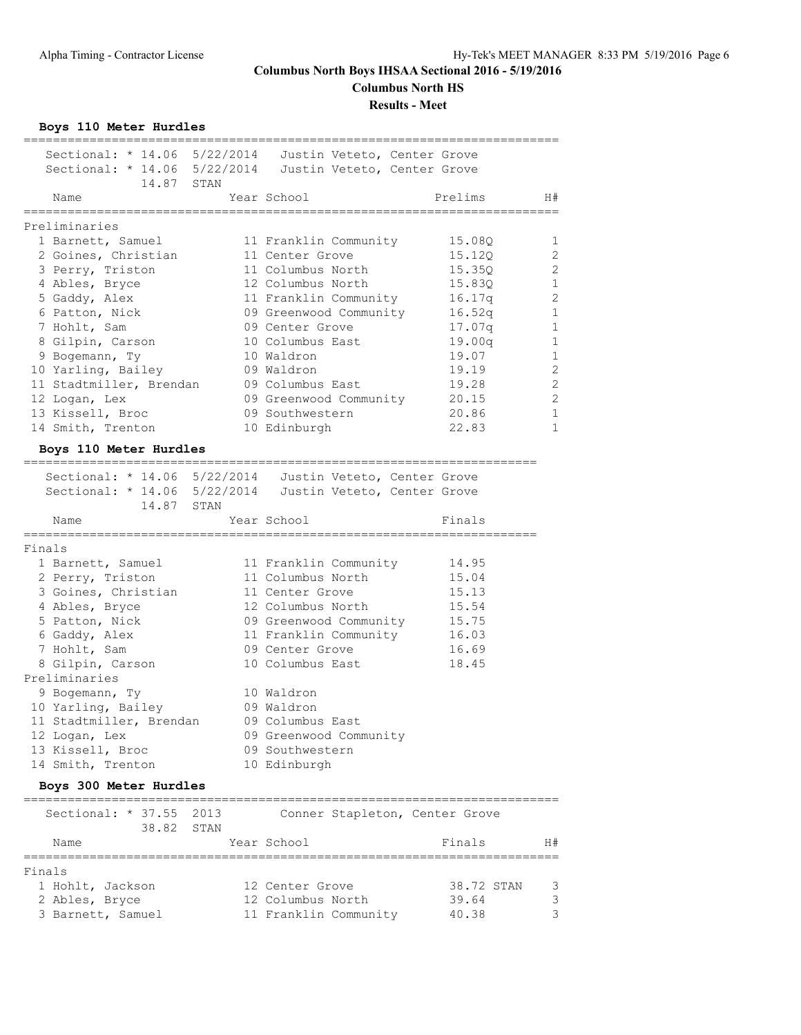# Columbus North Boys IHSAA Sectional 2016 - 5/19/2016

## Columbus North HS

### Results - Meet

**Boys 110 Meter Hurdles**

Sectional: * 14.06 5/22/2014 Justin Veteto, Center Grove
Sectional: * 14.06 5/22/2014 Justin Veteto, Center Grove
14.87 STAN

Preliminaries

| | Name | Year | School | Prelims | H# |
|---|---|---|---|---|---|
| 1 | Barnett, Samuel | 11 | Franklin Community | 15.08Q | 1 |
| 2 | Goines, Christian | 11 | Center Grove | 15.12Q | 2 |
| 3 | Perry, Triston | 11 | Columbus North | 15.35Q | 2 |
| 4 | Ables, Bryce | 12 | Columbus North | 15.83Q | 1 |
| 5 | Gaddy, Alex | 11 | Franklin Community | 16.17q | 2 |
| 6 | Patton, Nick | 09 | Greenwood Community | 16.52q | 1 |
| 7 | Hohlt, Sam | 09 | Center Grove | 17.07q | 1 |
| 8 | Gilpin, Carson | 10 | Columbus East | 19.00q | 1 |
| 9 | Bogemann, Ty | 10 | Waldron | 19.07 | 1 |
| 10 | Yarling, Bailey | 09 | Waldron | 19.19 | 2 |
| 11 | Stadtmiller, Brendan | 09 | Columbus East | 19.28 | 2 |
| 12 | Logan, Lex | 09 | Greenwood Community | 20.15 | 2 |
| 13 | Kissell, Broc | 09 | Southwestern | 20.86 | 1 |
| 14 | Smith, Trenton | 10 | Edinburgh | 22.83 | 1 |

**Boys 110 Meter Hurdles**

Sectional: * 14.06 5/22/2014 Justin Veteto, Center Grove
Sectional: * 14.06 5/22/2014 Justin Veteto, Center Grove
14.87 STAN

| | Name | Year | School | Finals |
|---|---|---|---|---|
| **Finals** | | | | |
| 1 | Barnett, Samuel | 11 | Franklin Community | 14.95 |
| 2 | Perry, Triston | 11 | Columbus North | 15.04 |
| 3 | Goines, Christian | 11 | Center Grove | 15.13 |
| 4 | Ables, Bryce | 12 | Columbus North | 15.54 |
| 5 | Patton, Nick | 09 | Greenwood Community | 15.75 |
| 6 | Gaddy, Alex | 11 | Franklin Community | 16.03 |
| 7 | Hohlt, Sam | 09 | Center Grove | 16.69 |
| 8 | Gilpin, Carson | 10 | Columbus East | 18.45 |
| **Preliminaries** | | | | |
| 9 | Bogemann, Ty | 10 | Waldron | |
| 10 | Yarling, Bailey | 09 | Waldron | |
| 11 | Stadtmiller, Brendan | 09 | Columbus East | |
| 12 | Logan, Lex | 09 | Greenwood Community | |
| 13 | Kissell, Broc | 09 | Southwestern | |
| 14 | Smith, Trenton | 10 | Edinburgh | |

**Boys 300 Meter Hurdles**

Sectional: * 37.55 2013 Conner Stapleton, Center Grove
38.82 STAN

Finals

| | Name | Year | School | Finals | H# |
|---|---|---|---|---|---|
| 1 | Hohlt, Jackson | 12 | Center Grove | 38.72 STAN | 3 |
| 2 | Ables, Bryce | 12 | Columbus North | 39.64 | 3 |
| 3 | Barnett, Samuel | 11 | Franklin Community | 40.38 | 3 |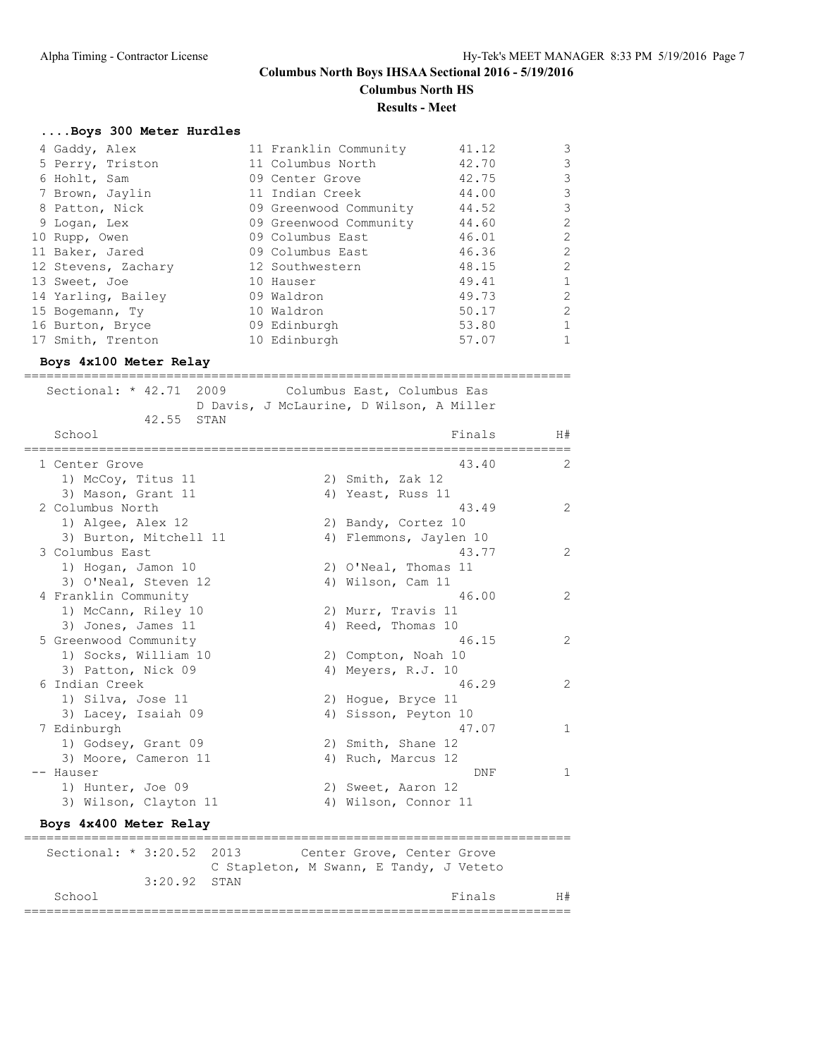# Columns North Boys IHSAA Sectional 2016 - 5/19/2016

**Columbus North HS**

**Results - Meet**

### ....Boys 300 Meter Hurdles

| Place | Name | Yr | School | Finals | H# |
|---|---|---|---|---|---|
| 4 | Gaddy, Alex | 11 | Franklin Community | 41.12 | 3 |
| 5 | Perry, Triston | 11 | Columbus North | 42.70 | 3 |
| 6 | Hohlt, Sam | 09 | Center Grove | 42.75 | 3 |
| 7 | Brown, Jaylin | 11 | Indian Creek | 44.00 | 3 |
| 8 | Patton, Nick | 09 | Greenwood Community | 44.52 | 3 |
| 9 | Logan, Lex | 09 | Greenwood Community | 44.60 | 2 |
| 10 | Rupp, Owen | 09 | Columbus East | 46.01 | 2 |
| 11 | Baker, Jared | 09 | Columbus East | 46.36 | 2 |
| 12 | Stevens, Zachary | 12 | Southwestern | 48.15 | 2 |
| 13 | Sweet, Joe | 10 | Hauser | 49.41 | 1 |
| 14 | Yarling, Bailey | 09 | Waldron | 49.73 | 2 |
| 15 | Bogemann, Ty | 10 | Waldron | 50.17 | 2 |
| 16 | Burton, Bryce | 09 | Edinburgh | 53.80 | 1 |
| 17 | Smith, Trenton | 10 | Edinburgh | 57.07 | 1 |

### Boys 4x100 Meter Relay

Sectional: * 42.71 2009 Columbus East, Columbus Eas
D Davis, J McLaurine, D Wilson, A Miller
42.55 STAN

| Place | School | Finals | H# |
|---|---|---|---|
| 1 | Center Grove | 43.40 | 2 |
| | 1) McCoy, Titus 11; 2) Smith, Zak 12; 3) Mason, Grant 11; 4) Yeast, Russ 11 | | |
| 2 | Columbus North | 43.49 | 2 |
| | 1) Algee, Alex 12; 2) Bandy, Cortez 10; 3) Burton, Mitchell 11; 4) Flemmons, Jaylen 10 | | |
| 3 | Columbus East | 43.77 | 2 |
| | 1) Hogan, Jamon 10; 2) O'Neal, Thomas 11; 3) O'Neal, Steven 12; 4) Wilson, Cam 11 | | |
| 4 | Franklin Community | 46.00 | 2 |
| | 1) McCann, Riley 10; 2) Murr, Travis 11; 3) Jones, James 11; 4) Reed, Thomas 10 | | |
| 5 | Greenwood Community | 46.15 | 2 |
| | 1) Socks, William 10; 2) Compton, Noah 10; 3) Patton, Nick 09; 4) Meyers, R.J. 10 | | |
| 6 | Indian Creek | 46.29 | 2 |
| | 1) Silva, Jose 11; 2) Hogue, Bryce 11; 3) Lacey, Isaiah 09; 4) Sisson, Peyton 10 | | |
| 7 | Edinburgh | 47.07 | 1 |
| | 1) Godsey, Grant 09; 2) Smith, Shane 12; 3) Moore, Cameron 11; 4) Ruch, Marcus 12 | | |
| -- | Hauser | DNF | 1 |
| | 1) Hunter, Joe 09; 2) Sweet, Aaron 12; 3) Wilson, Clayton 11; 4) Wilson, Connor 11 | | |

### Boys 4x400 Meter Relay

Sectional: * 3:20.52 2013 Center Grove, Center Grove
C Stapleton, M Swann, E Tandy, J Veteto
3:20.92 STAN

| School | Finals | H# |
|---|---|---|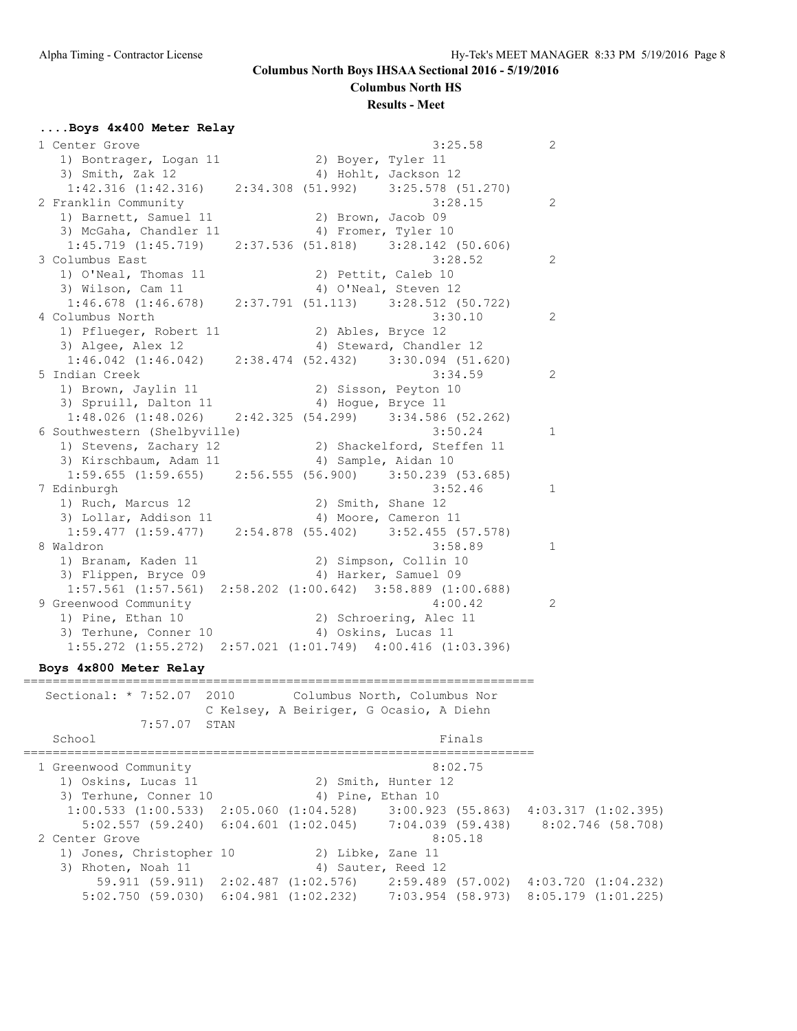Columns North Boys IHSAA Sectional 2016 - 5/19/2016

Columbus North HS

Results - Meet

### ....Boys 4x400 Meter Relay

```
 1 Center Grove                                          3:25.58          2
    1) Bontrager, Logan 11             2) Boyer, Tyler 11
    3) Smith, Zak 12                   4) Hohlt, Jackson 12
     1:42.316 (1:42.316)    2:34.308 (51.992)    3:25.578 (51.270)
 2 Franklin Community                                    3:28.15          2
    1) Barnett, Samuel 11              2) Brown, Jacob 09
    3) McGaha, Chandler 11             4) Fromer, Tyler 10
     1:45.719 (1:45.719)    2:37.536 (51.818)    3:28.142 (50.606)
 3 Columbus East                                         3:28.52          2
    1) O'Neal, Thomas 11               2) Pettit, Caleb 10
    3) Wilson, Cam 11                  4) O'Neal, Steven 12
     1:46.678 (1:46.678)    2:37.791 (51.113)    3:28.512 (50.722)
 4 Columbus North                                        3:30.10          2
    1) Pflueger, Robert 11             2) Ables, Bryce 12
    3) Algee, Alex 12                  4) Steward, Chandler 12
     1:46.042 (1:46.042)    2:38.474 (52.432)    3:30.094 (51.620)
 5 Indian Creek                                          3:34.59          2
    1) Brown, Jaylin 11                2) Sisson, Peyton 10
    3) Spruill, Dalton 11              4) Hogue, Bryce 11
     1:48.026 (1:48.026)    2:42.325 (54.299)    3:34.586 (52.262)
 6 Southwestern (Shelbyville)                            3:50.24          1
    1) Stevens, Zachary 12             2) Shackelford, Steffen 11
    3) Kirschbaum, Adam 11             4) Sample, Aidan 10
     1:59.655 (1:59.655)    2:56.555 (56.900)    3:50.239 (53.685)
 7 Edinburgh                                             3:52.46          1
    1) Ruch, Marcus 12                 2) Smith, Shane 12
    3) Lollar, Addison 11              4) Moore, Cameron 11
     1:59.477 (1:59.477)    2:54.878 (55.402)    3:52.455 (57.578)
 8 Waldron                                               3:58.89          1
    1) Branam, Kaden 11                2) Simpson, Collin 10
    3) Flippen, Bryce 09               4) Harker, Samuel 09
     1:57.561 (1:57.561)  2:58.202 (1:00.642)  3:58.889 (1:00.688)
 9 Greenwood Community                                   4:00.42          2
    1) Pine, Ethan 10                  2) Schroering, Alec 11
    3) Terhune, Conner 10              4) Oskins, Lucas 11
     1:55.272 (1:55.272)  2:57.021 (1:01.749)  4:00.416 (1:03.396)
```

### Boys 4x800 Meter Relay

```
===================================================================
   Sectional: * 7:52.07  2010        Columbus North, Columbus Nor
                         C Kelsey, A Beiriger, G Ocasio, A Diehn
              7:57.07  STAN
    School                                               Finals
===================================================================
 1 Greenwood Community                                 8:02.75
    1) Oskins, Lucas 11                2) Smith, Hunter 12
    3) Terhune, Conner 10              4) Pine, Ethan 10
     1:00.533 (1:00.533)  2:05.060 (1:04.528)    3:00.923 (55.863)  4:03.317 (1:02.395)
       5:02.557 (59.240)  6:04.601 (1:02.045)    7:04.039 (59.438)    8:02.746 (58.708)
 2 Center Grove                                        8:05.18
    1) Jones, Christopher 10           2) Libke, Zane 11
    3) Rhoten, Noah 11                 4) Sauter, Reed 12
         59.911 (59.911)  2:02.487 (1:02.576)    2:59.489 (57.002)  4:03.720 (1:04.232)
       5:02.750 (59.030)  6:04.981 (1:02.232)    7:03.954 (58.973)  8:05.179 (1:01.225)
```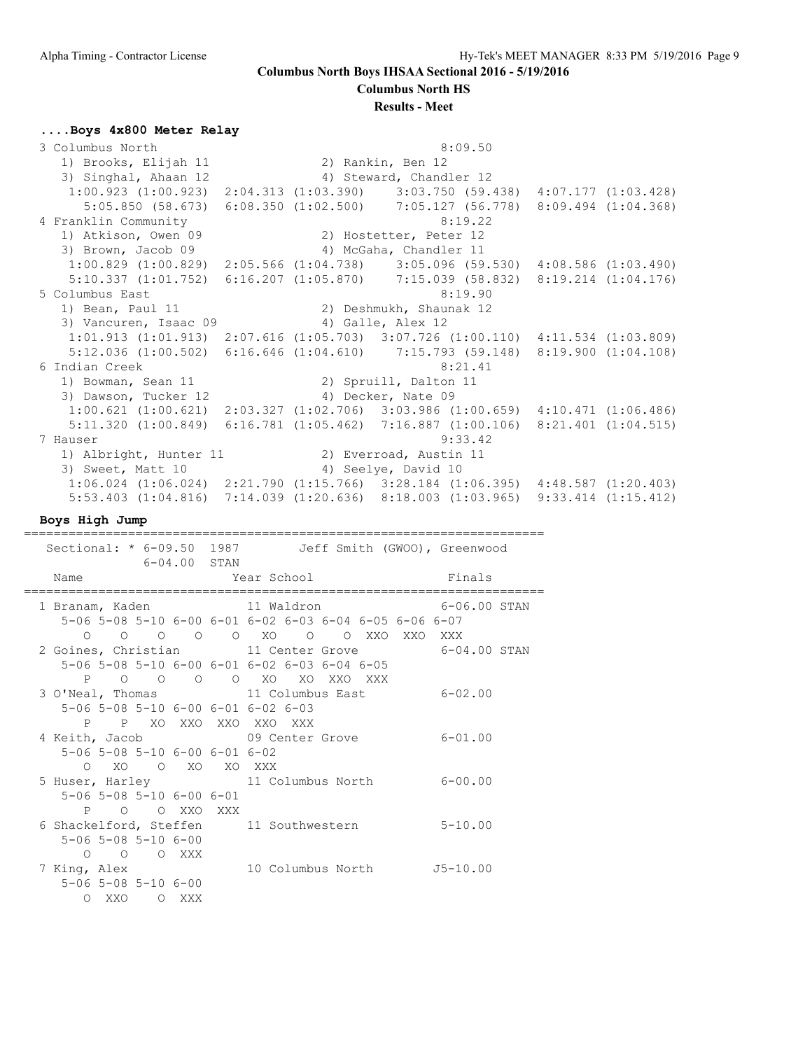Columns North Boys IHSAA Sectional 2016 - 5/19/2016

Columbus North HS

Results - Meet

### ....Boys 4x800 Meter Relay

```
 3 Columbus North                                     8:09.50
    1) Brooks, Elijah 11              2) Rankin, Ben 12
    3) Singhal, Ahaan 12              4) Steward, Chandler 12
     1:00.923 (1:00.923)  2:04.313 (1:03.390)    3:03.750 (59.438)  4:07.177 (1:03.428)
       5:05.850 (58.673)  6:08.350 (1:02.500)    7:05.127 (56.778)  8:09.494 (1:04.368)
 4 Franklin Community                                 8:19.22
    1) Atkison, Owen 09               2) Hostetter, Peter 12
    3) Brown, Jacob 09                4) McGaha, Chandler 11
     1:00.829 (1:00.829)  2:05.566 (1:04.738)    3:05.096 (59.530)  4:08.586 (1:03.490)
     5:10.337 (1:01.752)  6:16.207 (1:05.870)    7:15.039 (58.832)  8:19.214 (1:04.176)
 5 Columbus East                                      8:19.90
    1) Bean, Paul 11                  2) Deshmukh, Shaunak 12
    3) Vancuren, Isaac 09             4) Galle, Alex 12
     1:01.913 (1:01.913)  2:07.616 (1:05.703)  3:07.726 (1:00.110)  4:11.534 (1:03.809)
     5:12.036 (1:00.502)  6:16.646 (1:04.610)    7:15.793 (59.148)  8:19.900 (1:04.108)
 6 Indian Creek                                       8:21.41
    1) Bowman, Sean 11                2) Spruill, Dalton 11
    3) Dawson, Tucker 12              4) Decker, Nate 09
     1:00.621 (1:00.621)  2:03.327 (1:02.706)  3:03.986 (1:00.659)  4:10.471 (1:06.486)
     5:11.320 (1:00.849)  6:16.781 (1:05.462)  7:16.887 (1:00.106)  8:21.401 (1:04.515)
 7 Hauser                                             9:33.42
    1) Albright, Hunter 11            2) Everroad, Austin 11
    3) Sweet, Matt 10                 4) Seelye, David 10
     1:06.024 (1:06.024)  2:21.790 (1:15.766)  3:28.184 (1:06.395)  4:48.587 (1:20.403)
     5:53.403 (1:04.816)  7:14.039 (1:20.636)  8:18.003 (1:03.965)  9:33.414 (1:15.412)
```

### Boys High Jump

```
=======================================================================
   Sectional: * 6-09.50  1987        Jeff Smith (GWOO), Greenwood
            6-04.00  STAN
    Name                    Year School                  Finals
=======================================================================
  1 Branam, Kaden            11 Waldron                6-06.00 STAN
     5-06 5-08 5-10 6-00 6-01 6-02 6-03 6-04 6-05 6-06 6-07
        O    O    O    O    O   XO    O    O  XXO  XXO  XXX
  2 Goines, Christian        11 Center Grove           6-04.00 STAN
     5-06 5-08 5-10 6-00 6-01 6-02 6-03 6-04 6-05
        P    O    O    O    O   XO   XO  XXO  XXX
  3 O'Neal, Thomas           11 Columbus East          6-02.00
     5-06 5-08 5-10 6-00 6-01 6-02 6-03
        P    P   XO  XXO  XXO  XXO  XXX
  4 Keith, Jacob             09 Center Grove           6-01.00
     5-06 5-08 5-10 6-00 6-01 6-02
        O   XO    O   XO   XO  XXX
  5 Huser, Harley            11 Columbus North         6-00.00
     5-06 5-08 5-10 6-00 6-01
        P    O    O  XXO  XXX
  6 Shackelford, Steffen     11 Southwestern           5-10.00
     5-06 5-08 5-10 6-00
        O    O    O  XXX
  7 King, Alex               10 Columbus North        J5-10.00
     5-06 5-08 5-10 6-00
        O  XXO    O  XXX
```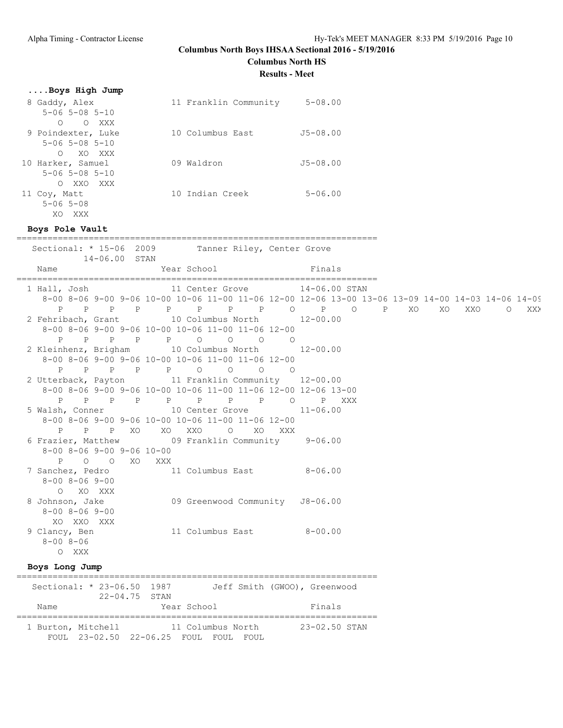Columns North Boys IHSAA Sectional 2016 - 5/19/2016

**Columbus North HS**

**Results - Meet**

### ....Boys High Jump

```
  8 Gaddy, Alex                 11 Franklin Community     5-08.00
     5-06 5-08 5-10
        O    O  XXX
  9 Poindexter, Luke            10 Columbus East         J5-08.00
     5-06 5-08 5-10
        O   XO  XXX
 10 Harker, Samuel              09 Waldron               J5-08.00
     5-06 5-08 5-10
        O  XXO  XXX
 11 Coy, Matt                   10 Indian Creek           5-06.00
     5-06 5-08
       XO  XXX
```

### Boys Pole Vault

```
=======================================================================
   Sectional: * 15-06  2009        Tanner Riley, Center Grove
             14-06.00  STAN
   Name                    Year School                  Finals
=======================================================================
  1 Hall, Josh                  11 Center Grove        14-06.00 STAN
     8-00 8-06 9-00 9-06 10-00 10-06 11-00 11-06 12-00 12-06 13-00 13-06 13-09 14-00 14-03 14-06 14-09
        P    P    P    P     P     P     P     P     O     P     O     P    XO    XO   XXO     O   XXX
  2 Fehribach, Grant            10 Columbus North        12-00.00
     8-00 8-06 9-00 9-06 10-00 10-06 11-00 11-06 12-00
        P    P    P    P     P     O     O     O     O
  2 Kleinhenz, Brigham          10 Columbus North        12-00.00
     8-00 8-06 9-00 9-06 10-00 10-06 11-00 11-06 12-00
        P    P    P    P     P     O     O     O     O
  2 Utterback, Payton           11 Franklin Community    12-00.00
     8-00 8-06 9-00 9-06 10-00 10-06 11-00 11-06 12-00 12-06 13-00
        P    P    P    P     P     P     P     P     O     P   XXX
  5 Walsh, Conner               10 Center Grove          11-06.00
     8-00 8-06 9-00 9-06 10-00 10-06 11-00 11-06 12-00
        P    P    P   XO    XO   XXO     O    XO   XXX
  6 Frazier, Matthew            09 Franklin Community     9-06.00
     8-00 8-06 9-00 9-06 10-00
        P    O    O   XO   XXX
  7 Sanchez, Pedro              11 Columbus East          8-06.00
     8-00 8-06 9-00
        O   XO  XXX
  8 Johnson, Jake               09 Greenwood Community   J8-06.00
     8-00 8-06 9-00
       XO  XXO  XXX
  9 Clancy, Ben                 11 Columbus East          8-00.00
     8-00 8-06
        O  XXX
```

### Boys Long Jump

```
=======================================================================
   Sectional: * 23-06.50  1987        Jeff Smith (GWOO), Greenwood
              22-04.75  STAN
   Name                    Year School                  Finals
=======================================================================
  1 Burton, Mitchell            11 Columbus North        23-02.50 STAN
      FOUL  23-02.50  22-06.25  FOUL  FOUL  FOUL
```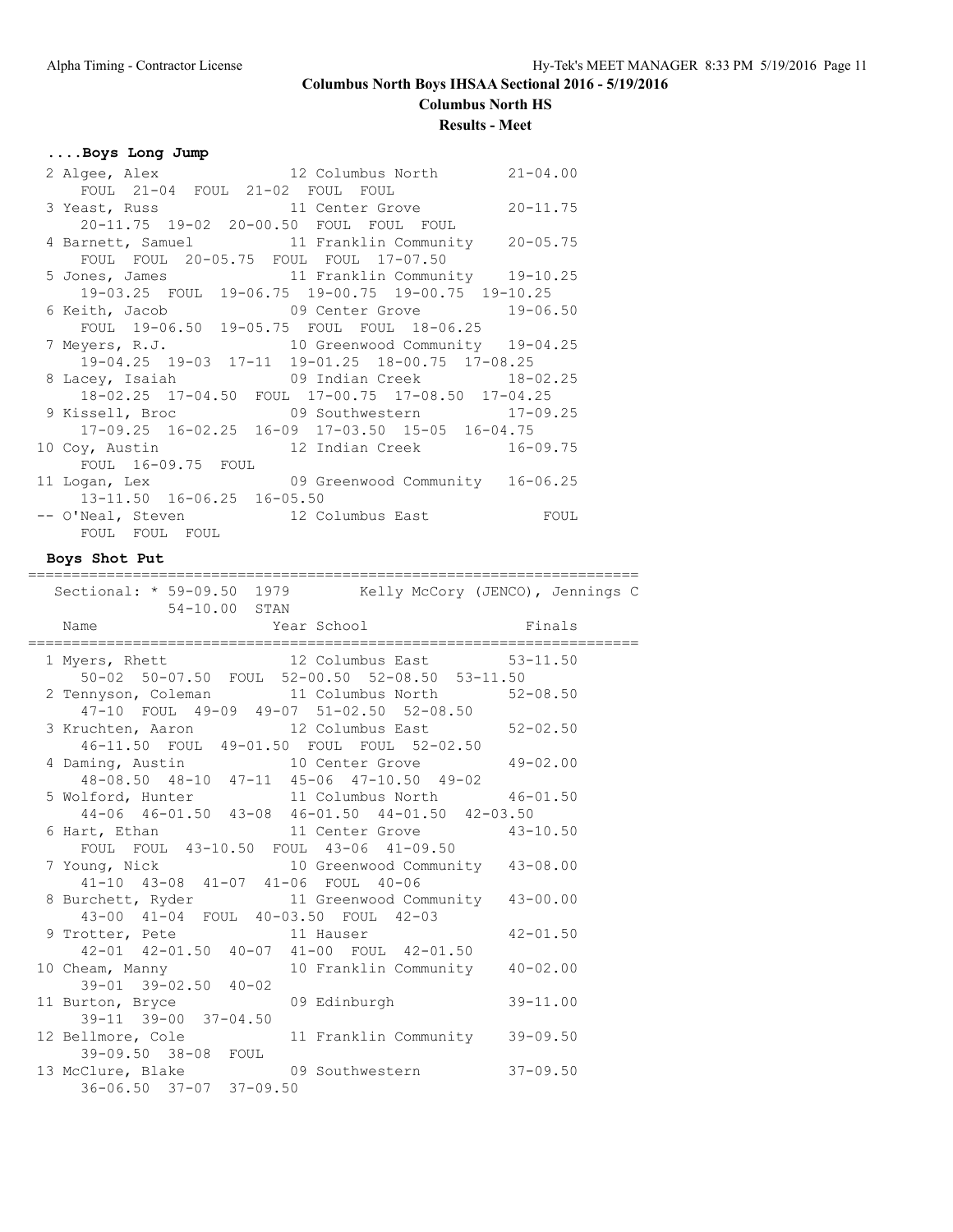### ....Boys Long Jump

| Place | Name | Year | School | Finals |
|---|---|---|---|---|
| 2 | Algee, Alex | 12 | Columbus North | 21-04.00 |
| | FOUL 21-04 FOUL 21-02 FOUL FOUL | | | |
| 3 | Yeast, Russ | 11 | Center Grove | 20-11.75 |
| | 20-11.75 19-02 20-00.50 FOUL FOUL FOUL | | | |
| 4 | Barnett, Samuel | 11 | Franklin Community | 20-05.75 |
| | FOUL FOUL 20-05.75 FOUL FOUL 17-07.50 | | | |
| 5 | Jones, James | 11 | Franklin Community | 19-10.25 |
| | 19-03.25 FOUL 19-06.75 19-00.75 19-00.75 19-10.25 | | | |
| 6 | Keith, Jacob | 09 | Center Grove | 19-06.50 |
| | FOUL 19-06.50 19-05.75 FOUL FOUL 18-06.25 | | | |
| 7 | Meyers, R.J. | 10 | Greenwood Community | 19-04.25 |
| | 19-04.25 19-03 17-11 19-01.25 18-00.75 17-08.25 | | | |
| 8 | Lacey, Isaiah | 09 | Indian Creek | 18-02.25 |
| | 18-02.25 17-04.50 FOUL 17-00.75 17-08.50 17-04.25 | | | |
| 9 | Kissell, Broc | 09 | Southwestern | 17-09.25 |
| | 17-09.25 16-02.25 16-09 17-03.50 15-05 16-04.75 | | | |
| 10 | Coy, Austin | 12 | Indian Creek | 16-09.75 |
| | FOUL 16-09.75 FOUL | | | |
| 11 | Logan, Lex | 09 | Greenwood Community | 16-06.25 |
| | 13-11.50 16-06.25 16-05.50 | | | |
| -- | O'Neal, Steven | 12 | Columbus East | FOUL |
| | FOUL FOUL FOUL | | | |

### Boys Shot Put

Sectional: * 59-09.50 1979 Kelly McCory (JENCO), Jennings C
54-10.00 STAN

| Place | Name | Year | School | Finals |
|---|---|---|---|---|
| 1 | Myers, Rhett | 12 | Columbus East | 53-11.50 |
| | 50-02 50-07.50 FOUL 52-00.50 52-08.50 53-11.50 | | | |
| 2 | Tennyson, Coleman | 11 | Columbus North | 52-08.50 |
| | 47-10 FOUL 49-09 49-07 51-02.50 52-08.50 | | | |
| 3 | Kruchten, Aaron | 12 | Columbus East | 52-02.50 |
| | 46-11.50 FOUL 49-01.50 FOUL FOUL 52-02.50 | | | |
| 4 | Daming, Austin | 10 | Center Grove | 49-02.00 |
| | 48-08.50 48-10 47-11 45-06 47-10.50 49-02 | | | |
| 5 | Wolford, Hunter | 11 | Columbus North | 46-01.50 |
| | 44-06 46-01.50 43-08 46-01.50 44-01.50 42-03.50 | | | |
| 6 | Hart, Ethan | 11 | Center Grove | 43-10.50 |
| | FOUL FOUL 43-10.50 FOUL 43-06 41-09.50 | | | |
| 7 | Young, Nick | 10 | Greenwood Community | 43-08.00 |
| | 41-10 43-08 41-07 41-06 FOUL 40-06 | | | |
| 8 | Burchett, Ryder | 11 | Greenwood Community | 43-00.00 |
| | 43-00 41-04 FOUL 40-03.50 FOUL 42-03 | | | |
| 9 | Trotter, Pete | 11 | Hauser | 42-01.50 |
| | 42-01 42-01.50 40-07 41-00 FOUL 42-01.50 | | | |
| 10 | Cheam, Manny | 10 | Franklin Community | 40-02.00 |
| | 39-01 39-02.50 40-02 | | | |
| 11 | Burton, Bryce | 09 | Edinburgh | 39-11.00 |
| | 39-11 39-00 37-04.50 | | | |
| 12 | Bellmore, Cole | 11 | Franklin Community | 39-09.50 |
| | 39-09.50 38-08 FOUL | | | |
| 13 | McClure, Blake | 09 | Southwestern | 37-09.50 |
| | 36-06.50 37-07 37-09.50 | | | |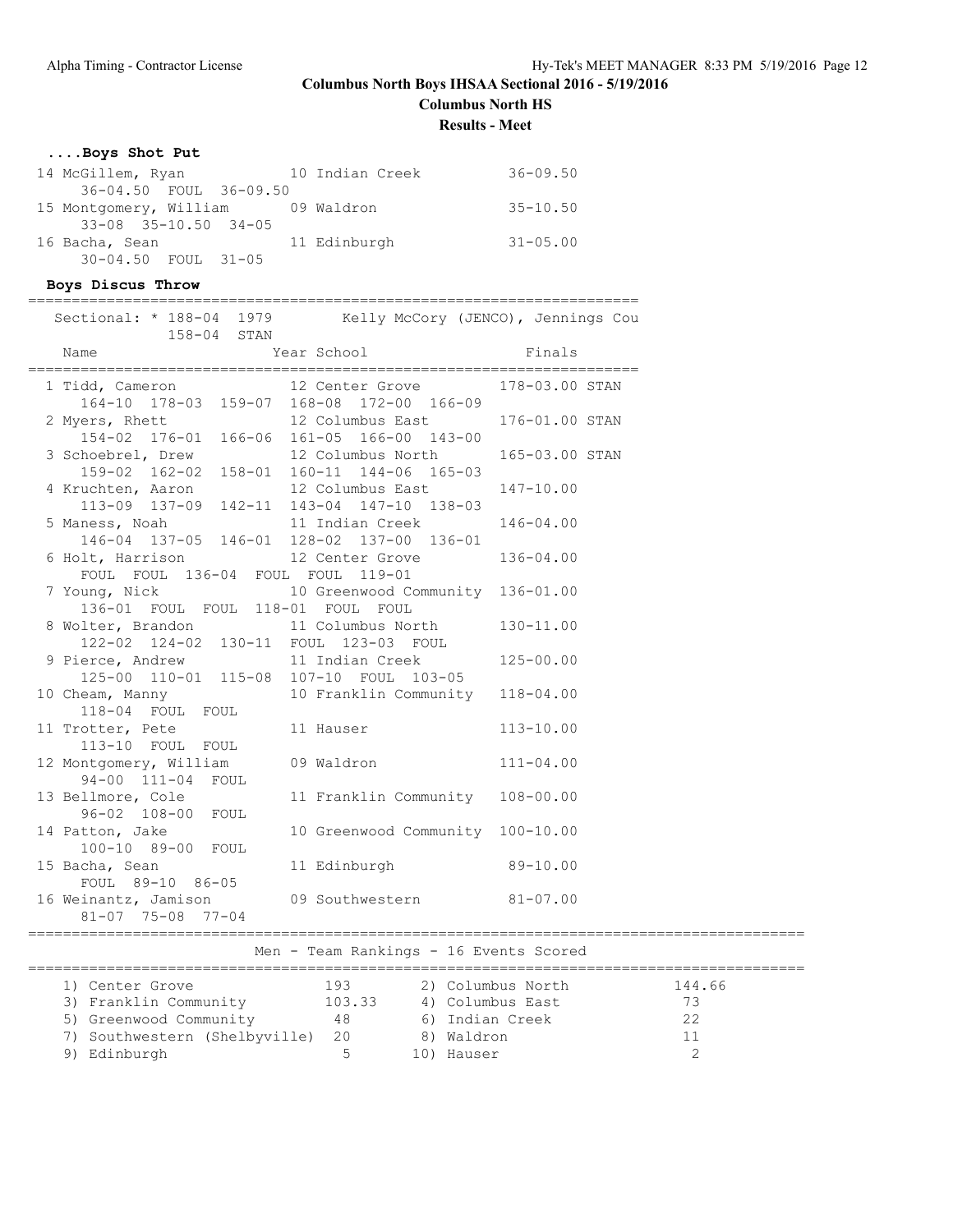**Columns North Boys IHSAA Sectional 2016 - 5/19/2016**

**Columbus North HS**

**Results - Meet**

### ....Boys Shot Put

| Place | Name | Year | School | Finals |
|---|---|---|---|---|
| 14 | McGillem, Ryan | 10 | Indian Creek | 36-09.50 |
| | 36-04.50 FOUL 36-09.50 | | | |
| 15 | Montgomery, William | 09 | Waldron | 35-10.50 |
| | 33-08 35-10.50 34-05 | | | |
| 16 | Bacha, Sean | 11 | Edinburgh | 31-05.00 |
| | 30-04.50 FOUL 31-05 | | | |

### Boys Discus Throw

Sectional: * 188-04 1979 Kelly McCory (JENCO), Jennings Cou
158-04 STAN

| Place | Name | Year | School | Finals | |
|---|---|---|---|---|---|
| 1 | Tidd, Cameron | 12 | Center Grove | 178-03.00 | STAN |
| | 164-10 178-03 159-07 168-08 172-00 166-09 | | | | |
| 2 | Myers, Rhett | 12 | Columbus East | 176-01.00 | STAN |
| | 154-02 176-01 166-06 161-05 166-00 143-00 | | | | |
| 3 | Schoebrel, Drew | 12 | Columbus North | 165-03.00 | STAN |
| | 159-02 162-02 158-01 160-11 144-06 165-03 | | | | |
| 4 | Kruchten, Aaron | 12 | Columbus East | 147-10.00 | |
| | 113-09 137-09 142-11 143-04 147-10 138-03 | | | | |
| 5 | Maness, Noah | 11 | Indian Creek | 146-04.00 | |
| | 146-04 137-05 146-01 128-02 137-00 136-01 | | | | |
| 6 | Holt, Harrison | 12 | Center Grove | 136-04.00 | |
| | FOUL FOUL 136-04 FOUL FOUL 119-01 | | | | |
| 7 | Young, Nick | 10 | Greenwood Community | 136-01.00 | |
| | 136-01 FOUL FOUL 118-01 FOUL FOUL | | | | |
| 8 | Wolter, Brandon | 11 | Columbus North | 130-11.00 | |
| | 122-02 124-02 130-11 FOUL 123-03 FOUL | | | | |
| 9 | Pierce, Andrew | 11 | Indian Creek | 125-00.00 | |
| | 125-00 110-01 115-08 107-10 FOUL 103-05 | | | | |
| 10 | Cheam, Manny | 10 | Franklin Community | 118-04.00 | |
| | 118-04 FOUL FOUL | | | | |
| 11 | Trotter, Pete | 11 | Hauser | 113-10.00 | |
| | 113-10 FOUL FOUL | | | | |
| 12 | Montgomery, William | 09 | Waldron | 111-04.00 | |
| | 94-00 111-04 FOUL | | | | |
| 13 | Bellmore, Cole | 11 | Franklin Community | 108-00.00 | |
| | 96-02 108-00 FOUL | | | | |
| 14 | Patton, Jake | 10 | Greenwood Community | 100-10.00 | |
| | 100-10 89-00 FOUL | | | | |
| 15 | Bacha, Sean | 11 | Edinburgh | 89-10.00 | |
| | FOUL 89-10 86-05 | | | | |
| 16 | Weinantz, Jamison | 09 | Southwestern | 81-07.00 | |
| | 81-07 75-08 77-04 | | | | |

### Men - Team Rankings - 16 Events Scored

| | | | |
|---|---|---|---|
| 1) Center Grove | 193 | 2) Columbus North | 144.66 |
| 3) Franklin Community | 103.33 | 4) Columbus East | 73 |
| 5) Greenwood Community | 48 | 6) Indian Creek | 22 |
| 7) Southwestern (Shelbyville) | 20 | 8) Waldron | 11 |
| 9) Edinburgh | 5 | 10) Hauser | 2 |